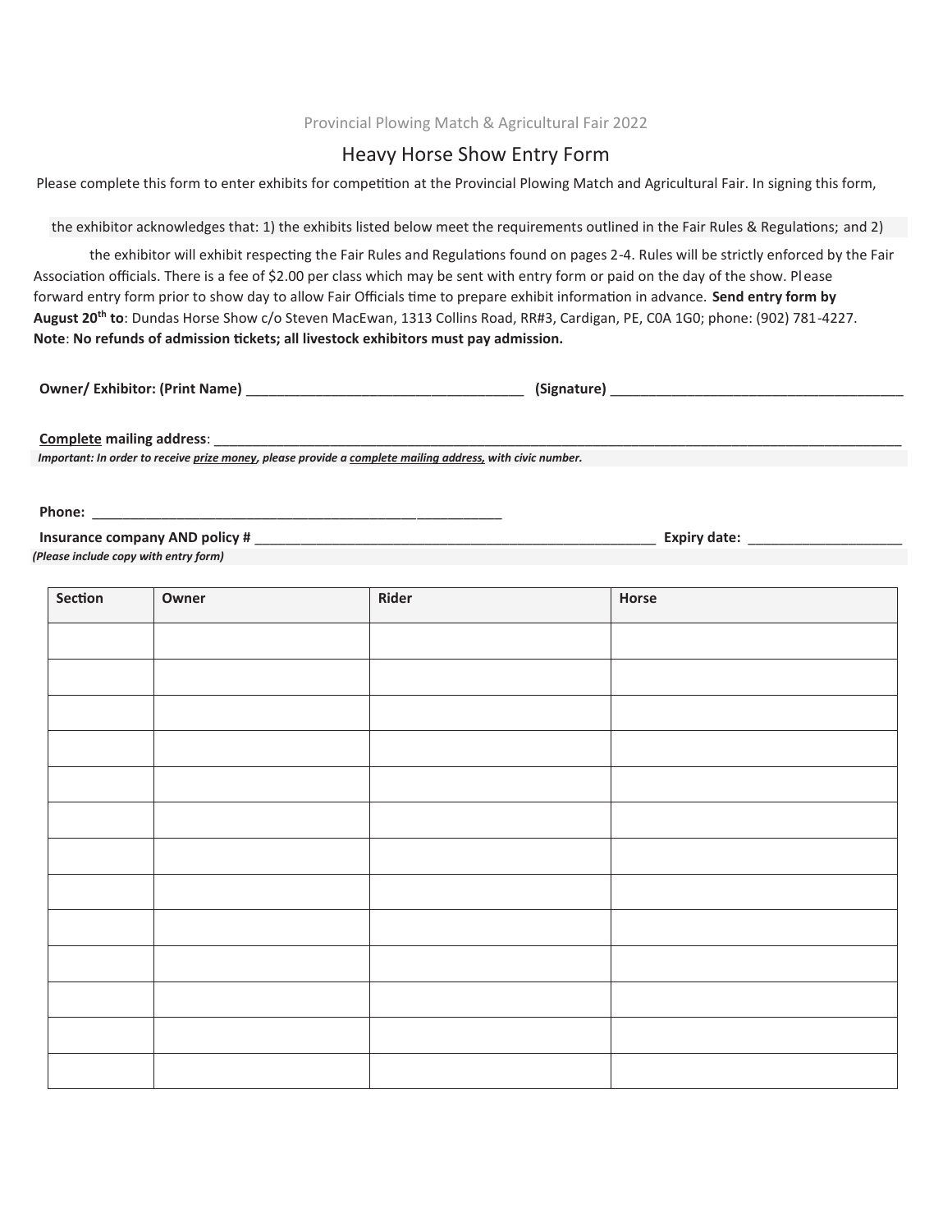Provincial Plowing Match & Agricultural Fair 2022

# Heavy Horse Show Entry Form

Please complete this form to enter exhibits for competition at the Provincial Plowing Match and Agricultural Fair. In signing this form, the exhibitor acknowledges that: 1) the exhibits listed below meet the requirements outlined in the Fair Rules & Regulations; and 2) the exhibitor will exhibit respecting the Fair Rules and Regulations found on pages 2-4. Rules will be strictly enforced by the Fair Association officials. There is a fee of $2.00 per class which may be sent with entry form or paid on the day of the show. Please forward entry form prior to show day to allow Fair Officials time to prepare exhibit information in advance. **Send entry form by August 20th to**: Dundas Horse Show c/o Steven MacEwan, 1313 Collins Road, RR#3, Cardigan, PE, C0A 1G0; phone: (902) 781-4227.

**Note**: **No refunds of admission tickets; all livestock exhibitors must pay admission.**

**Owner/ Exhibitor: (Print Name)** ____________________________________ **(Signature)** ______________________________________

**Complete mailing address**: ____________________________________________________________________________________________

***Important: In order to receive prize money, please provide a complete mailing address, with civic number.***

**Phone:** ______________________________________________________

**Insurance company AND policy #** _____________________________________________________ **Expiry date:** ____________________

***(Please include copy with entry form)***

| Section | Owner | Rider | Horse |
|---|---|---|---|
| | | | |
| | | | |
| | | | |
| | | | |
| | | | |
| | | | |
| | | | |
| | | | |
| | | | |
| | | | |
| | | | |
| | | | |
| | | | |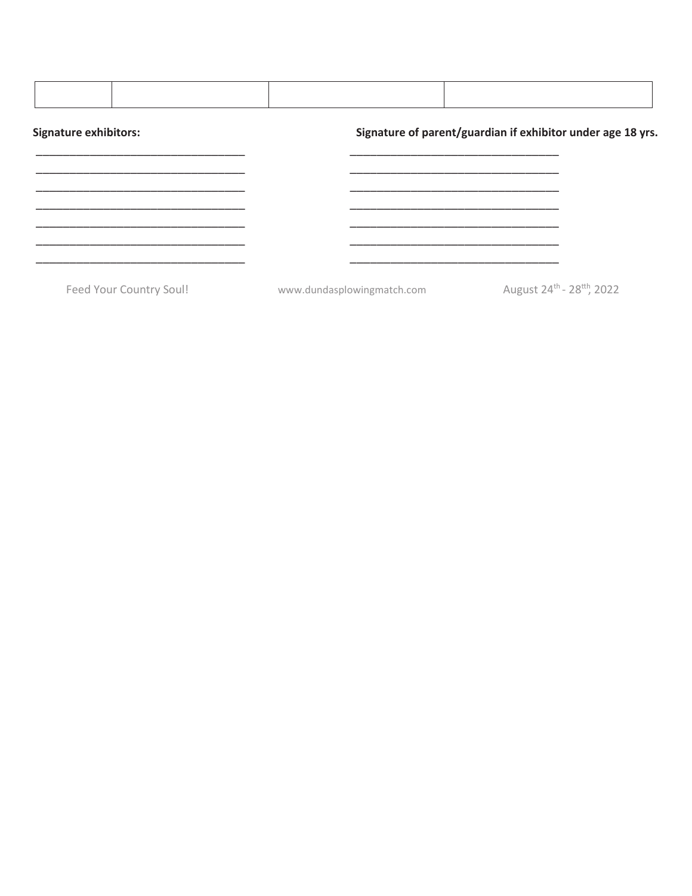| | | | |
|---|---|---|---|

**Signature exhibitors:**

__________________________________

__________________________________

__________________________________

__________________________________

__________________________________

__________________________________

__________________________________

**Signature of parent/guardian if exhibitor under age 18 yrs.**

__________________________________

__________________________________

__________________________________

__________________________________

__________________________________

__________________________________

__________________________________